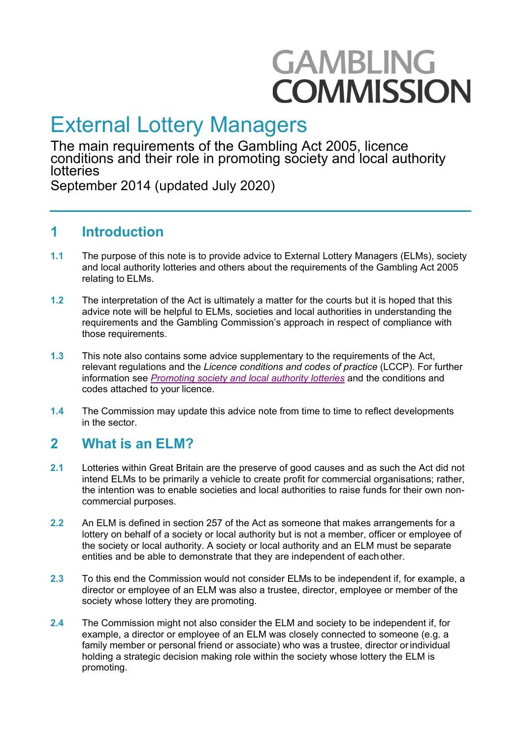GAMBLING COMMISSION

# External Lottery Managers

The main requirements of the Gambling Act 2005, licence conditions and their role in promoting society and local authority lotteries

September 2014 (updated July 2020)

## 1 Introduction

**1.1** The purpose of this note is to provide advice to External Lottery Managers (ELMs), society and local authority lotteries and others about the requirements of the Gambling Act 2005 relating to ELMs.

**1.2** The interpretation of the Act is ultimately a matter for the courts but it is hoped that this advice note will be helpful to ELMs, societies and local authorities in understanding the requirements and the Gambling Commission's approach in respect of compliance with those requirements.

**1.3** This note also contains some advice supplementary to the requirements of the Act, relevant regulations and the *Licence conditions and codes of practice* (LCCP). For further information see *Promoting society and local authority lotteries* and the conditions and codes attached to your licence.

**1.4** The Commission may update this advice note from time to time to reflect developments in the sector.

## 2 What is an ELM?

**2.1** Lotteries within Great Britain are the preserve of good causes and as such the Act did not intend ELMs to be primarily a vehicle to create profit for commercial organisations; rather, the intention was to enable societies and local authorities to raise funds for their own non-commercial purposes.

**2.2** An ELM is defined in section 257 of the Act as someone that makes arrangements for a lottery on behalf of a society or local authority but is not a member, officer or employee of the society or local authority. A society or local authority and an ELM must be separate entities and be able to demonstrate that they are independent of each other.

**2.3** To this end the Commission would not consider ELMs to be independent if, for example, a director or employee of an ELM was also a trustee, director, employee or member of the society whose lottery they are promoting.

**2.4** The Commission might not also consider the ELM and society to be independent if, for example, a director or employee of an ELM was closely connected to someone (e.g. a family member or personal friend or associate) who was a trustee, director or individual holding a strategic decision making role within the society whose lottery the ELM is promoting.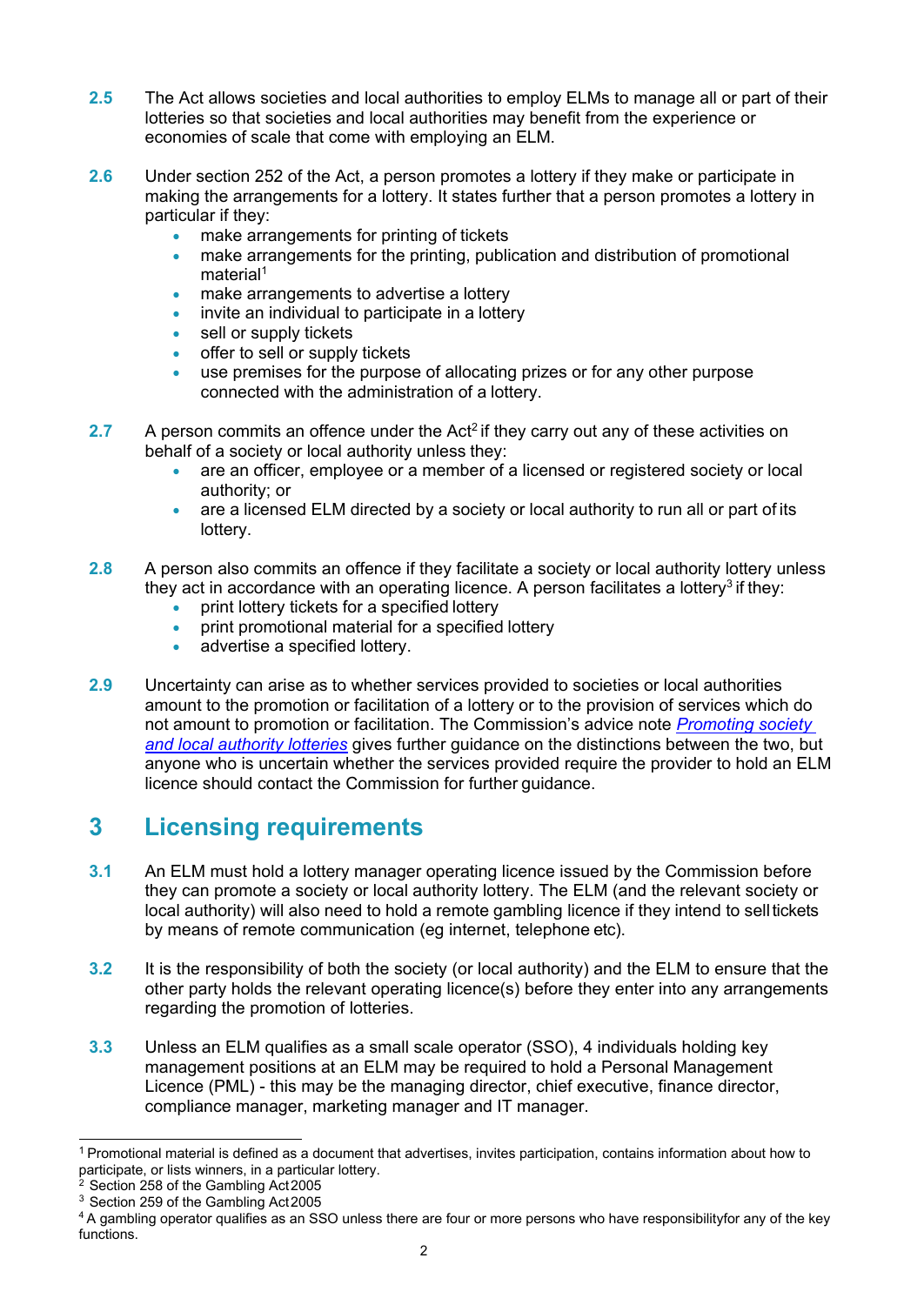**2.5** The Act allows societies and local authorities to employ ELMs to manage all or part of their lotteries so that societies and local authorities may benefit from the experience or economies of scale that come with employing an ELM.

**2.6** Under section 252 of the Act, a person promotes a lottery if they make or participate in making the arrangements for a lottery. It states further that a person promotes a lottery in particular if they:

- make arrangements for printing of tickets
- make arrangements for the printing, publication and distribution of promotional material[1]
- make arrangements to advertise a lottery
- invite an individual to participate in a lottery
- sell or supply tickets
- offer to sell or supply tickets
- use premises for the purpose of allocating prizes or for any other purpose connected with the administration of a lottery.

**2.7** A person commits an offence under the Act[2] if they carry out any of these activities on behalf of a society or local authority unless they:

- are an officer, employee or a member of a licensed or registered society or local authority; or
- are a licensed ELM directed by a society or local authority to run all or part of its lottery.

**2.8** A person also commits an offence if they facilitate a society or local authority lottery unless they act in accordance with an operating licence. A person facilitates a lottery[3] if they:

- print lottery tickets for a specified lottery
- print promotional material for a specified lottery
- advertise a specified lottery.

**2.9** Uncertainty can arise as to whether services provided to societies or local authorities amount to the promotion or facilitation of a lottery or to the provision of services which do not amount to promotion or facilitation. The Commission's advice note *Promoting society and local authority lotteries* gives further guidance on the distinctions between the two, but anyone who is uncertain whether the services provided require the provider to hold an ELM licence should contact the Commission for further guidance.

## 3 Licensing requirements

**3.1** An ELM must hold a lottery manager operating licence issued by the Commission before they can promote a society or local authority lottery. The ELM (and the relevant society or local authority) will also need to hold a remote gambling licence if they intend to sell tickets by means of remote communication (eg internet, telephone etc).

**3.2** It is the responsibility of both the society (or local authority) and the ELM to ensure that the other party holds the relevant operating licence(s) before they enter into any arrangements regarding the promotion of lotteries.

**3.3** Unless an ELM qualifies as a small scale operator (SSO), 4 individuals holding key management positions at an ELM may be required to hold a Personal Management Licence (PML) - this may be the managing director, chief executive, finance director, compliance manager, marketing manager and IT manager.

---

[1] Promotional material is defined as a document that advertises, invites participation, contains information about how to participate, or lists winners, in a particular lottery.

[2] Section 258 of the Gambling Act 2005

[3] Section 259 of the Gambling Act 2005

[4] A gambling operator qualifies as an SSO unless there are four or more persons who have responsibilityfor any of the key functions.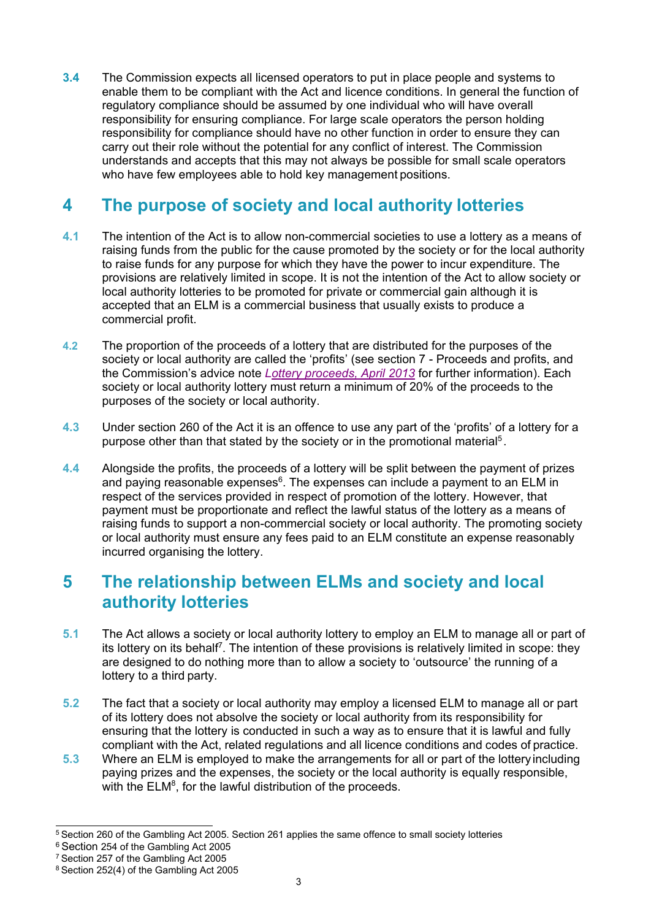**3.4** The Commission expects all licensed operators to put in place people and systems to enable them to be compliant with the Act and licence conditions. In general the function of regulatory compliance should be assumed by one individual who will have overall responsibility for ensuring compliance. For large scale operators the person holding responsibility for compliance should have no other function in order to ensure they can carry out their role without the potential for any conflict of interest. The Commission understands and accepts that this may not always be possible for small scale operators who have few employees able to hold key management positions.

## 4 The purpose of society and local authority lotteries

**4.1** The intention of the Act is to allow non-commercial societies to use a lottery as a means of raising funds from the public for the cause promoted by the society or for the local authority to raise funds for any purpose for which they have the power to incur expenditure. The provisions are relatively limited in scope. It is not the intention of the Act to allow society or local authority lotteries to be promoted for private or commercial gain although it is accepted that an ELM is a commercial business that usually exists to produce a commercial profit.

**4.2** The proportion of the proceeds of a lottery that are distributed for the purposes of the society or local authority are called the 'profits' (see section 7 - Proceeds and profits, and the Commission's advice note *Lottery proceeds, April 2013* for further information). Each society or local authority lottery must return a minimum of 20% of the proceeds to the purposes of the society or local authority.

**4.3** Under section 260 of the Act it is an offence to use any part of the 'profits' of a lottery for a purpose other than that stated by the society or in the promotional material[5].

**4.4** Alongside the profits, the proceeds of a lottery will be split between the payment of prizes and paying reasonable expenses[6]. The expenses can include a payment to an ELM in respect of the services provided in respect of promotion of the lottery. However, that payment must be proportionate and reflect the lawful status of the lottery as a means of raising funds to support a non-commercial society or local authority. The promoting society or local authority must ensure any fees paid to an ELM constitute an expense reasonably incurred organising the lottery.

## 5 The relationship between ELMs and society and local authority lotteries

**5.1** The Act allows a society or local authority lottery to employ an ELM to manage all or part of its lottery on its behalf[7]. The intention of these provisions is relatively limited in scope: they are designed to do nothing more than to allow a society to 'outsource' the running of a lottery to a third party.

**5.2** The fact that a society or local authority may employ a licensed ELM to manage all or part of its lottery does not absolve the society or local authority from its responsibility for ensuring that the lottery is conducted in such a way as to ensure that it is lawful and fully compliant with the Act, related regulations and all licence conditions and codes of practice.

**5.3** Where an ELM is employed to make the arrangements for all or part of the lottery including paying prizes and the expenses, the society or the local authority is equally responsible, with the ELM[8], for the lawful distribution of the proceeds.

---

[5] Section 260 of the Gambling Act 2005. Section 261 applies the same offence to small society lotteries

[6] Section 254 of the Gambling Act 2005

[7] Section 257 of the Gambling Act 2005

[8] Section 252(4) of the Gambling Act 2005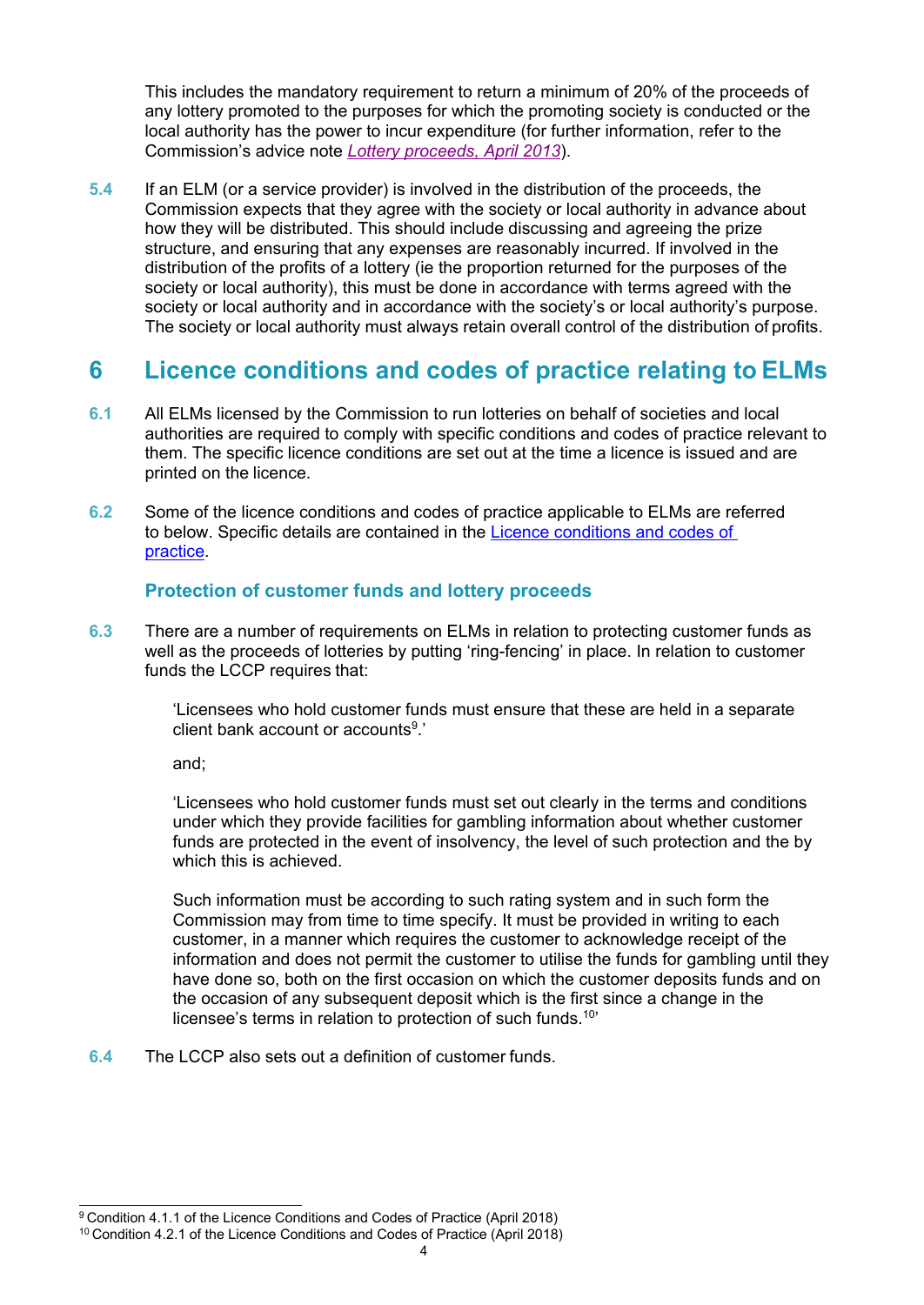This includes the mandatory requirement to return a minimum of 20% of the proceeds of any lottery promoted to the purposes for which the promoting society is conducted or the local authority has the power to incur expenditure (for further information, refer to the Commission's advice note *Lottery proceeds, April 2013*).

**5.4** If an ELM (or a service provider) is involved in the distribution of the proceeds, the Commission expects that they agree with the society or local authority in advance about how they will be distributed. This should include discussing and agreeing the prize structure, and ensuring that any expenses are reasonably incurred. If involved in the distribution of the profits of a lottery (ie the proportion returned for the purposes of the society or local authority), this must be done in accordance with terms agreed with the society or local authority and in accordance with the society's or local authority's purpose. The society or local authority must always retain overall control of the distribution of profits.

## 6 Licence conditions and codes of practice relating to ELMs

**6.1** All ELMs licensed by the Commission to run lotteries on behalf of societies and local authorities are required to comply with specific conditions and codes of practice relevant to them. The specific licence conditions are set out at the time a licence is issued and are printed on the licence.

**6.2** Some of the licence conditions and codes of practice applicable to ELMs are referred to below. Specific details are contained in the Licence conditions and codes of practice.

### Protection of customer funds and lottery proceeds

**6.3** There are a number of requirements on ELMs in relation to protecting customer funds as well as the proceeds of lotteries by putting 'ring-fencing' in place. In relation to customer funds the LCCP requires that:

> 'Licensees who hold customer funds must ensure that these are held in a separate client bank account or accounts[9].'
>
> and;
>
> 'Licensees who hold customer funds must set out clearly in the terms and conditions under which they provide facilities for gambling information about whether customer funds are protected in the event of insolvency, the level of such protection and the by which this is achieved.
>
> Such information must be according to such rating system and in such form the Commission may from time to time specify. It must be provided in writing to each customer, in a manner which requires the customer to acknowledge receipt of the information and does not permit the customer to utilise the funds for gambling until they have done so, both on the first occasion on which the customer deposits funds and on the occasion of any subsequent deposit which is the first since a change in the licensee's terms in relation to protection of such funds.[10]'

**6.4** The LCCP also sets out a definition of customer funds.

---

[9] Condition 4.1.1 of the Licence Conditions and Codes of Practice (April 2018)

[10] Condition 4.2.1 of the Licence Conditions and Codes of Practice (April 2018)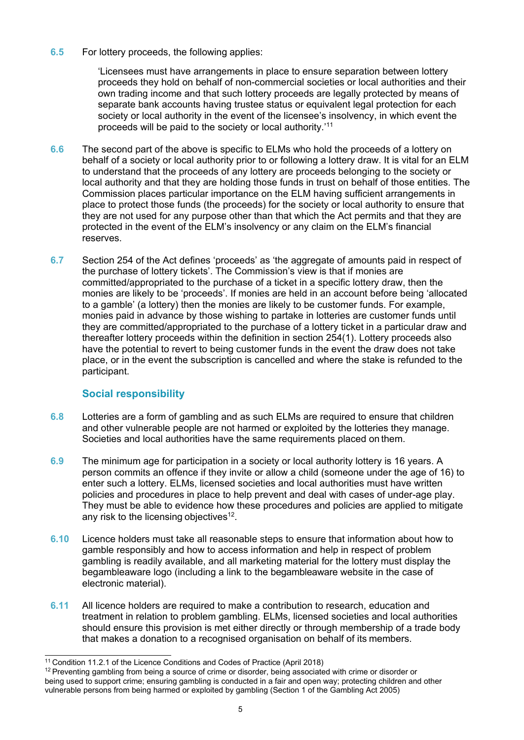6.5 For lottery proceeds, the following applies:

> 'Licensees must have arrangements in place to ensure separation between lottery proceeds they hold on behalf of non-commercial societies or local authorities and their own trading income and that such lottery proceeds are legally protected by means of separate bank accounts having trustee status or equivalent legal protection for each society or local authority in the event of the licensee's insolvency, in which event the proceeds will be paid to the society or local authority.'[11]

6.6 The second part of the above is specific to ELMs who hold the proceeds of a lottery on behalf of a society or local authority prior to or following a lottery draw. It is vital for an ELM to understand that the proceeds of any lottery are proceeds belonging to the society or local authority and that they are holding those funds in trust on behalf of those entities. The Commission places particular importance on the ELM having sufficient arrangements in place to protect those funds (the proceeds) for the society or local authority to ensure that they are not used for any purpose other than that which the Act permits and that they are protected in the event of the ELM's insolvency or any claim on the ELM's financial reserves.

6.7 Section 254 of the Act defines 'proceeds' as 'the aggregate of amounts paid in respect of the purchase of lottery tickets'. The Commission's view is that if monies are committed/appropriated to the purchase of a ticket in a specific lottery draw, then the monies are likely to be 'proceeds'. If monies are held in an account before being 'allocated to a gamble' (a lottery) then the monies are likely to be customer funds. For example, monies paid in advance by those wishing to partake in lotteries are customer funds until they are committed/appropriated to the purchase of a lottery ticket in a particular draw and thereafter lottery proceeds within the definition in section 254(1). Lottery proceeds also have the potential to revert to being customer funds in the event the draw does not take place, or in the event the subscription is cancelled and where the stake is refunded to the participant.

## Social responsibility

6.8 Lotteries are a form of gambling and as such ELMs are required to ensure that children and other vulnerable people are not harmed or exploited by the lotteries they manage. Societies and local authorities have the same requirements placed on them.

6.9 The minimum age for participation in a society or local authority lottery is 16 years. A person commits an offence if they invite or allow a child (someone under the age of 16) to enter such a lottery. ELMs, licensed societies and local authorities must have written policies and procedures in place to help prevent and deal with cases of under-age play. They must be able to evidence how these procedures and policies are applied to mitigate any risk to the licensing objectives[12].

6.10 Licence holders must take all reasonable steps to ensure that information about how to gamble responsibly and how to access information and help in respect of problem gambling is readily available, and all marketing material for the lottery must display the begambleaware logo (including a link to the begambleaware website in the case of electronic material).

6.11 All licence holders are required to make a contribution to research, education and treatment in relation to problem gambling. ELMs, licensed societies and local authorities should ensure this provision is met either directly or through membership of a trade body that makes a donation to a recognised organisation on behalf of its members.

---

[11] Condition 11.2.1 of the Licence Conditions and Codes of Practice (April 2018)

[12] Preventing gambling from being a source of crime or disorder, being associated with crime or disorder or being used to support crime; ensuring gambling is conducted in a fair and open way; protecting children and other vulnerable persons from being harmed or exploited by gambling (Section 1 of the Gambling Act 2005)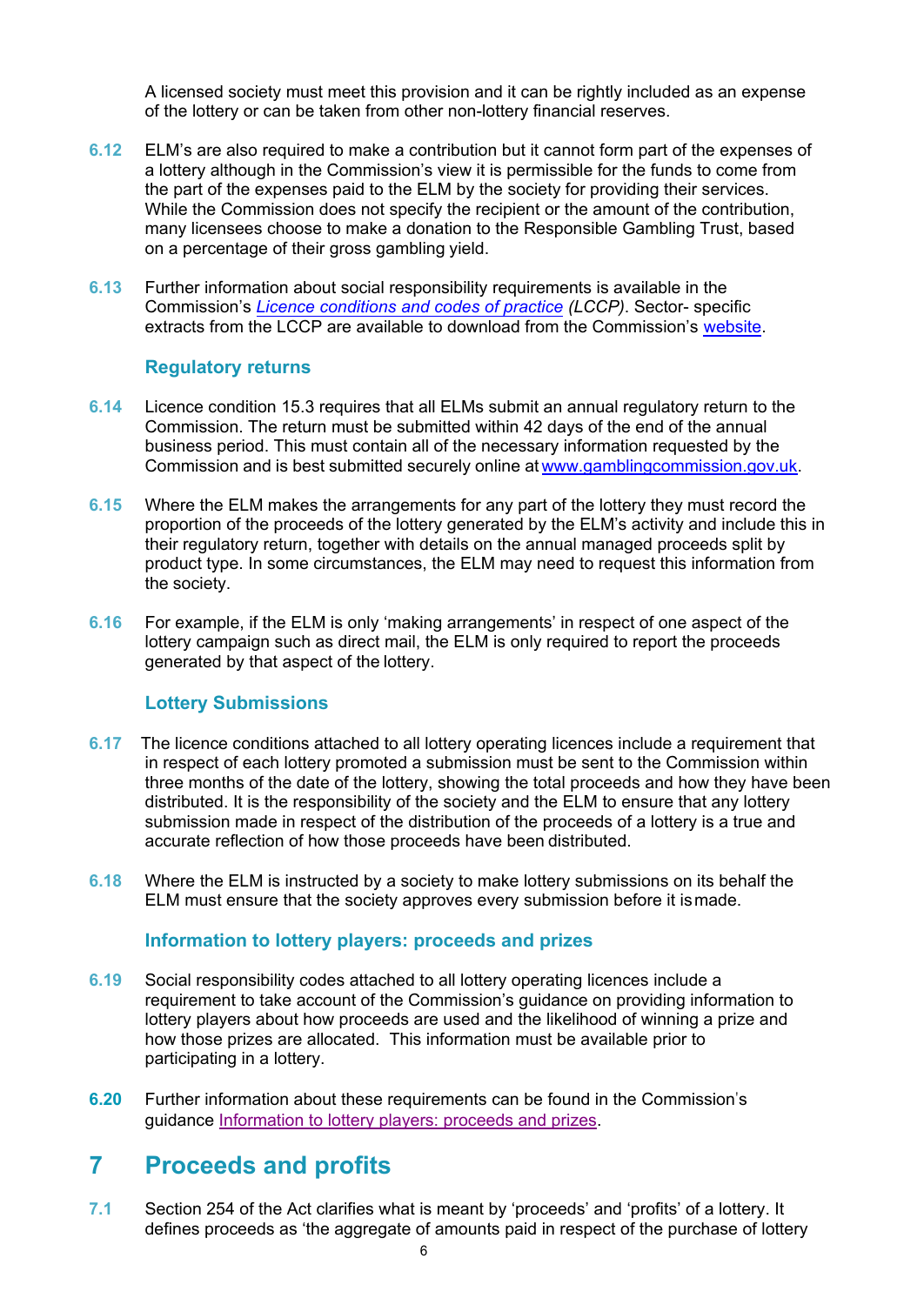A licensed society must meet this provision and it can be rightly included as an expense of the lottery or can be taken from other non-lottery financial reserves.

**6.12** ELM's are also required to make a contribution but it cannot form part of the expenses of a lottery although in the Commission's view it is permissible for the funds to come from the part of the expenses paid to the ELM by the society for providing their services. While the Commission does not specify the recipient or the amount of the contribution, many licensees choose to make a donation to the Responsible Gambling Trust, based on a percentage of their gross gambling yield.

**6.13** Further information about social responsibility requirements is available in the Commission's *Licence conditions and codes of practice* *(LCCP)*. Sector- specific extracts from the LCCP are available to download from the Commission's website.

### Regulatory returns

**6.14** Licence condition 15.3 requires that all ELMs submit an annual regulatory return to the Commission. The return must be submitted within 42 days of the end of the annual business period. This must contain all of the necessary information requested by the Commission and is best submitted securely online at www.gamblingcommission.gov.uk.

**6.15** Where the ELM makes the arrangements for any part of the lottery they must record the proportion of the proceeds of the lottery generated by the ELM's activity and include this in their regulatory return, together with details on the annual managed proceeds split by product type. In some circumstances, the ELM may need to request this information from the society.

**6.16** For example, if the ELM is only 'making arrangements' in respect of one aspect of the lottery campaign such as direct mail, the ELM is only required to report the proceeds generated by that aspect of the lottery.

### Lottery Submissions

**6.17** The licence conditions attached to all lottery operating licences include a requirement that in respect of each lottery promoted a submission must be sent to the Commission within three months of the date of the lottery, showing the total proceeds and how they have been distributed. It is the responsibility of the society and the ELM to ensure that any lottery submission made in respect of the distribution of the proceeds of a lottery is a true and accurate reflection of how those proceeds have been distributed.

**6.18** Where the ELM is instructed by a society to make lottery submissions on its behalf the ELM must ensure that the society approves every submission before it is made.

### Information to lottery players: proceeds and prizes

**6.19** Social responsibility codes attached to all lottery operating licences include a requirement to take account of the Commission's guidance on providing information to lottery players about how proceeds are used and the likelihood of winning a prize and how those prizes are allocated. This information must be available prior to participating in a lottery.

**6.20** Further information about these requirements can be found in the Commission's guidance Information to lottery players: proceeds and prizes.

## 7 Proceeds and profits

**7.1** Section 254 of the Act clarifies what is meant by 'proceeds' and 'profits' of a lottery. It defines proceeds as 'the aggregate of amounts paid in respect of the purchase of lottery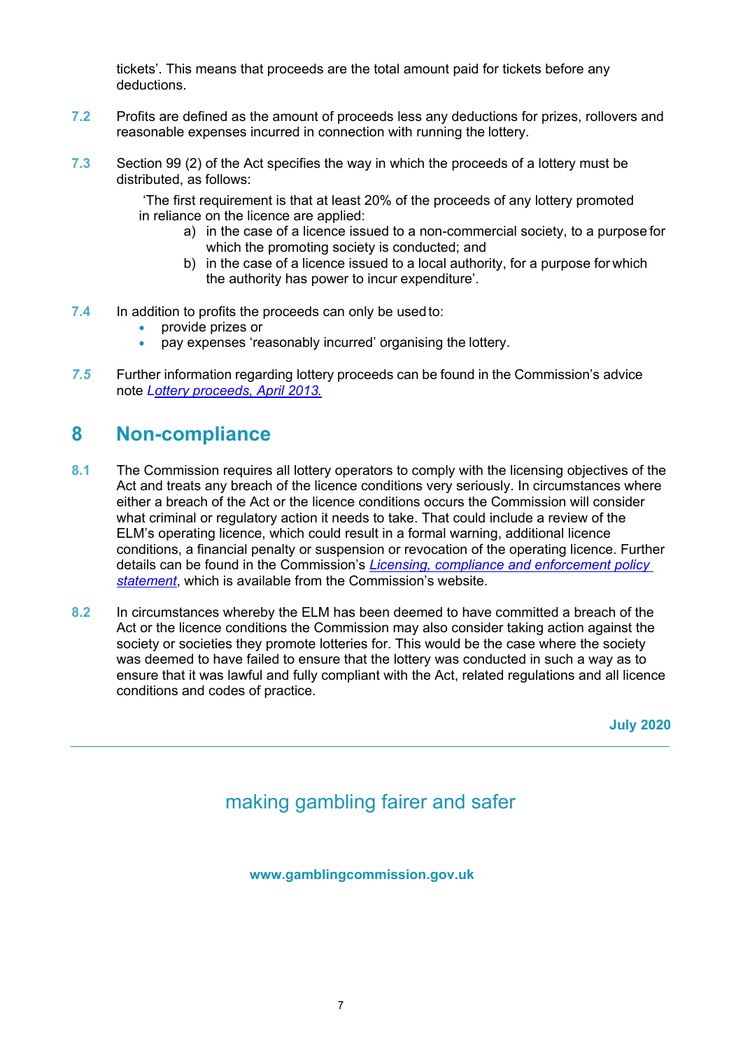tickets'. This means that proceeds are the total amount paid for tickets before any deductions.

**7.2** Profits are defined as the amount of proceeds less any deductions for prizes, rollovers and reasonable expenses incurred in connection with running the lottery.

**7.3** Section 99 (2) of the Act specifies the way in which the proceeds of a lottery must be distributed, as follows:

> 'The first requirement is that at least 20% of the proceeds of any lottery promoted in reliance on the licence are applied:
>
> a) in the case of a licence issued to a non-commercial society, to a purpose for which the promoting society is conducted; and
>
> b) in the case of a licence issued to a local authority, for a purpose for which the authority has power to incur expenditure'.

**7.4** In addition to profits the proceeds can only be used to:

- provide prizes or
- pay expenses 'reasonably incurred' organising the lottery.

***7.5*** Further information regarding lottery proceeds can be found in the Commission's advice note *Lottery proceeds, April 2013.*

## 8 Non-compliance

**8.1** The Commission requires all lottery operators to comply with the licensing objectives of the Act and treats any breach of the licence conditions very seriously. In circumstances where either a breach of the Act or the licence conditions occurs the Commission will consider what criminal or regulatory action it needs to take. That could include a review of the ELM's operating licence, which could result in a formal warning, additional licence conditions, a financial penalty or suspension or revocation of the operating licence. Further details can be found in the Commission's *Licensing, compliance and enforcement policy statement*, which is available from the Commission's website.

**8.2** In circumstances whereby the ELM has been deemed to have committed a breach of the Act or the licence conditions the Commission may also consider taking action against the society or societies they promote lotteries for. This would be the case where the society was deemed to have failed to ensure that the lottery was conducted in such a way as to ensure that it was lawful and fully compliant with the Act, related regulations and all licence conditions and codes of practice.

**July 2020**

---

making gambling fairer and safer

**www.gamblingcommission.gov.uk**